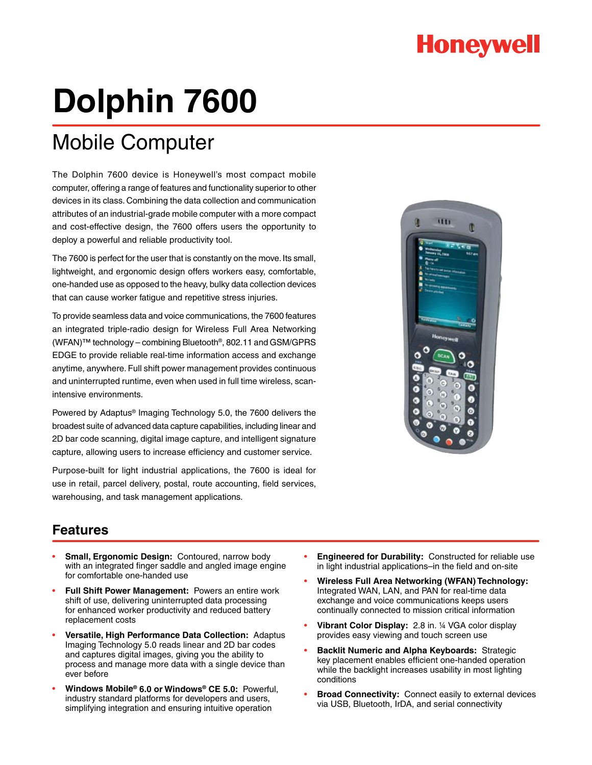Honeywell

# Dolphin 7600

## Mobile Computer

The Dolphin 7600 device is Honeywell's most compact mobile computer, offering a range of features and functionality superior to other devices in its class. Combining the data collection and communication attributes of an industrial-grade mobile computer with a more compact and cost-effective design, the 7600 offers users the opportunity to deploy a powerful and reliable productivity tool.

The 7600 is perfect for the user that is constantly on the move. Its small, lightweight, and ergonomic design offers workers easy, comfortable, one-handed use as opposed to the heavy, bulky data collection devices that can cause worker fatigue and repetitive stress injuries.

To provide seamless data and voice communications, the 7600 features an integrated triple-radio design for Wireless Full Area Networking (WFAN)™ technology – combining Bluetooth®, 802.11 and GSM/GPRS EDGE to provide reliable real-time information access and exchange anytime, anywhere. Full shift power management provides continuous and uninterrupted runtime, even when used in full time wireless, scan-intensive environments.

Powered by Adaptus® Imaging Technology 5.0, the 7600 delivers the broadest suite of advanced data capture capabilities, including linear and 2D bar code scanning, digital image capture, and intelligent signature capture, allowing users to increase efficiency and customer service.

Purpose-built for light industrial applications, the 7600 is ideal for use in retail, parcel delivery, postal, route accounting, field services, warehousing, and task management applications.

## Features

- **Small, Ergonomic Design:** Contoured, narrow body with an integrated finger saddle and angled image engine for comfortable one-handed use
- **Full Shift Power Management:** Powers an entire work shift of use, delivering uninterrupted data processing for enhanced worker productivity and reduced battery replacement costs
- **Versatile, High Performance Data Collection:** Adaptus Imaging Technology 5.0 reads linear and 2D bar codes and captures digital images, giving you the ability to process and manage more data with a single device than ever before
- **Windows Mobile® 6.0 or Windows® CE 5.0:** Powerful, industry standard platforms for developers and users, simplifying integration and ensuring intuitive operation
- **Engineered for Durability:** Constructed for reliable use in light industrial applications–in the field and on-site
- **Wireless Full Area Networking (WFAN) Technology:** Integrated WAN, LAN, and PAN for real-time data exchange and voice communications keeps users continually connected to mission critical information
- **Vibrant Color Display:** 2.8 in. ¼ VGA color display provides easy viewing and touch screen use
- **Backlit Numeric and Alpha Keyboards:** Strategic key placement enables efficient one-handed operation while the backlight increases usability in most lighting conditions
- **Broad Connectivity:** Connect easily to external devices via USB, Bluetooth, IrDA, and serial connectivity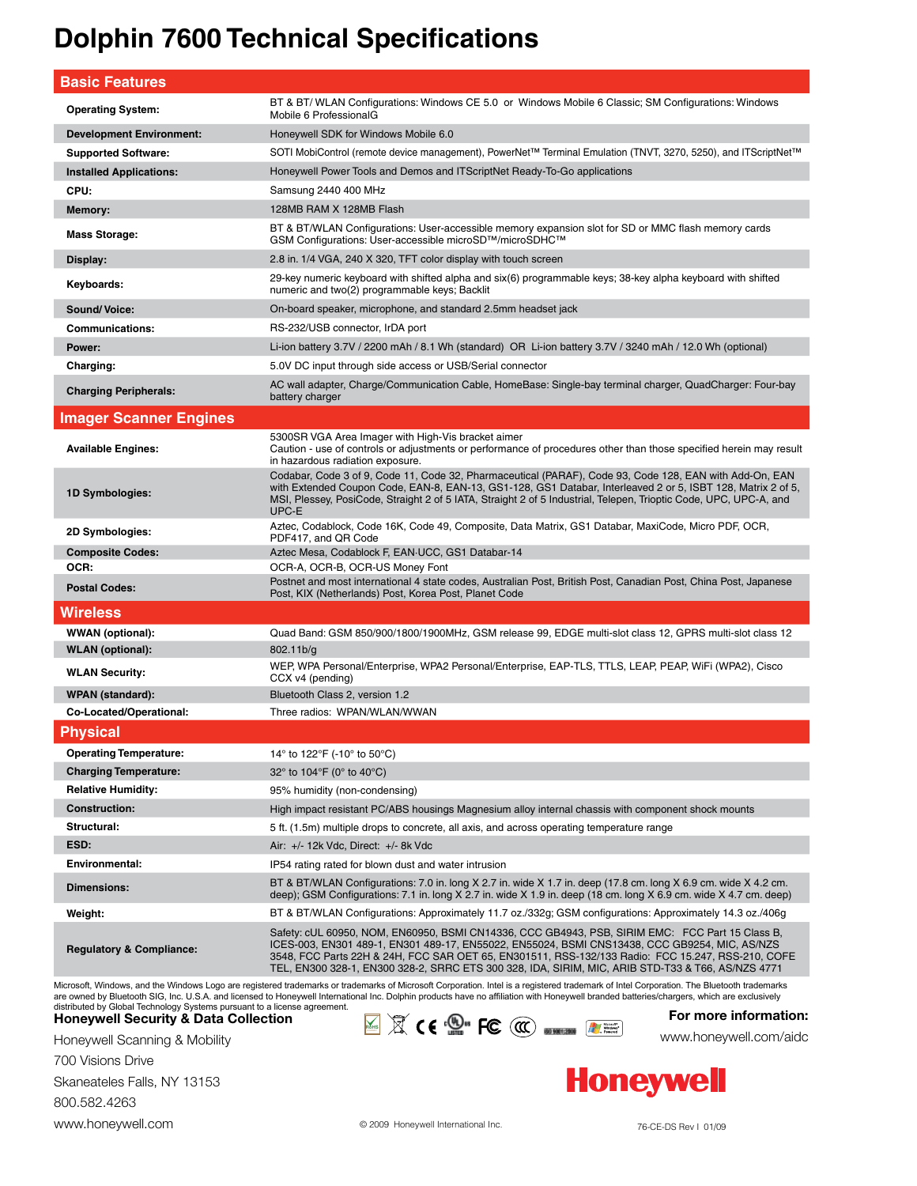# Dolphin 7600 Technical Specifications

## Basic Features

| | |
|---|---|
| **Operating System:** | BT & BT/ WLAN Configurations: Windows CE 5.0 or Windows Mobile 6 Classic; SM Configurations: Windows Mobile 6 ProfessionalG |
| **Development Environment:** | Honeywell SDK for Windows Mobile 6.0 |
| **Supported Software:** | SOTI MobiControl (remote device management), PowerNet™ Terminal Emulation (TNVT, 3270, 5250), and ITScriptNet™ |
| **Installed Applications:** | Honeywell Power Tools and Demos and ITScriptNet Ready-To-Go applications |
| **CPU:** | Samsung 2440 400 MHz |
| **Memory:** | 128MB RAM X 128MB Flash |
| **Mass Storage:** | BT & BT/WLAN Configurations: User-accessible memory expansion slot for SD or MMC flash memory cards GSM Configurations: User-accessible microSD™/microSDHC™ |
| **Display:** | 2.8 in. 1/4 VGA, 240 X 320, TFT color display with touch screen |
| **Keyboards:** | 29-key numeric keyboard with shifted alpha and six(6) programmable keys; 38-key alpha keyboard with shifted numeric and two(2) programmable keys; Backlit |
| **Sound/ Voice:** | On-board speaker, microphone, and standard 2.5mm headset jack |
| **Communications:** | RS-232/USB connector, IrDA port |
| **Power:** | Li-ion battery 3.7V / 2200 mAh / 8.1 Wh (standard) OR Li-ion battery 3.7V / 3240 mAh / 12.0 Wh (optional) |
| **Charging:** | 5.0V DC input through side access or USB/Serial connector |
| **Charging Peripherals:** | AC wall adapter, Charge/Communication Cable, HomeBase: Single-bay terminal charger, QuadCharger: Four-bay battery charger |

## Imager Scanner Engines

| | |
|---|---|
| **Available Engines:** | 5300SR VGA Area Imager with High-Vis bracket aimer<br>Caution - use of controls or adjustments or performance of procedures other than those specified herein may result in hazardous radiation exposure. |
| **1D Symbologies:** | Codabar, Code 3 of 9, Code 11, Code 32, Pharmaceutical (PARAF), Code 93, Code 128, EAN with Add-On, EAN with Extended Coupon Code, EAN-8, EAN-13, GS1-128, GS1 Databar, Interleaved 2 or 5, ISBT 128, Matrix 2 of 5, MSI, Plessey, PosiCode, Straight 2 of 5 IATA, Straight 2 of 5 Industrial, Telepen, Trioptic Code, UPC, UPC-A, and UPC-E |
| **2D Symbologies:** | Aztec, Codablock, Code 16K, Code 49, Composite, Data Matrix, GS1 Databar, MaxiCode, Micro PDF, OCR, PDF417, and QR Code |
| **Composite Codes:** | Aztec Mesa, Codablock F, EAN·UCC, GS1 Databar-14 |
| **OCR:** | OCR-A, OCR-B, OCR-US Money Font |
| **Postal Codes:** | Postnet and most international 4 state codes, Australian Post, British Post, Canadian Post, China Post, Japanese Post, KIX (Netherlands) Post, Korea Post, Planet Code |

## Wireless

| | |
|---|---|
| **WWAN (optional):** | Quad Band: GSM 850/900/1800/1900MHz, GSM release 99, EDGE multi-slot class 12, GPRS multi-slot class 12 |
| **WLAN (optional):** | 802.11b/g |
| **WLAN Security:** | WEP, WPA Personal/Enterprise, WPA2 Personal/Enterprise, EAP-TLS, TTLS, LEAP, PEAP, WiFi (WPA2), Cisco CCX v4 (pending) |
| **WPAN (standard):** | Bluetooth Class 2, version 1.2 |
| **Co-Located/Operational:** | Three radios: WPAN/WLAN/WWAN |

## Physical

| | |
|---|---|
| **Operating Temperature:** | 14° to 122°F (-10° to 50°C) |
| **Charging Temperature:** | 32° to 104°F (0° to 40°C) |
| **Relative Humidity:** | 95% humidity (non-condensing) |
| **Construction:** | High impact resistant PC/ABS housings Magnesium alloy internal chassis with component shock mounts |
| **Structural:** | 5 ft. (1.5m) multiple drops to concrete, all axis, and across operating temperature range |
| **ESD:** | Air: +/- 12k Vdc, Direct: +/- 8k Vdc |
| **Environmental:** | IP54 rating rated for blown dust and water intrusion |
| **Dimensions:** | BT & BT/WLAN Configurations: 7.0 in. long X 2.7 in. wide X 1.7 in. deep (17.8 cm. long X 6.9 cm. wide X 4.2 cm. deep); GSM Configurations: 7.1 in. long X 2.7 in. wide X 1.9 in. deep (18 cm. long X 6.9 cm. wide X 4.7 cm. deep) |
| **Weight:** | BT & BT/WLAN Configurations: Approximately 11.7 oz./332g; GSM configurations: Approximately 14.3 oz./406g |
| **Regulatory & Compliance:** | Safety: cUL 60950, NOM, EN60950, BSMI CN14336, CCC GB4943, PSB, SIRIM EMC: FCC Part 15 Class B, ICES-003, EN301 489-1, EN301 489-17, EN55022, EN55024, BSMI CNS13438, CCC GB9254, MIC, AS/NZS 3548, FCC Parts 22H & 24H, FCC SAR OET 65, EN301511, RSS-132/133 Radio: FCC 15.247, RSS-210, COFE TEL, EN300 328-1, EN300 328-2, SRRC ETS 300 328, IDA, SIRIM, MIC, ARIB STD-T33 & T66, AS/NZS 4771 |

Microsoft, Windows, and the Windows Logo are registered trademarks or trademarks of Microsoft Corporation. Intel is a registered trademark of Intel Corporation. The Bluetooth trademarks are owned by Bluetooth SIG, Inc. U.S.A. and licensed to Honeywell International Inc. Dolphin products have no affiliation with Honeywell branded batteries/chargers, which are exclusively distributed by Global Technology Systems pursuant to a license agreement.

**Honeywell Security & Data Collection**

Honeywell Scanning & Mobility
700 Visions Drive
Skaneateles Falls, NY 13153
800.582.4263
www.honeywell.com

**For more information:**
www.honeywell.com/aidc

Honeywell

© 2009 Honeywell International Inc.

76-CE-DS Rev I 01/09